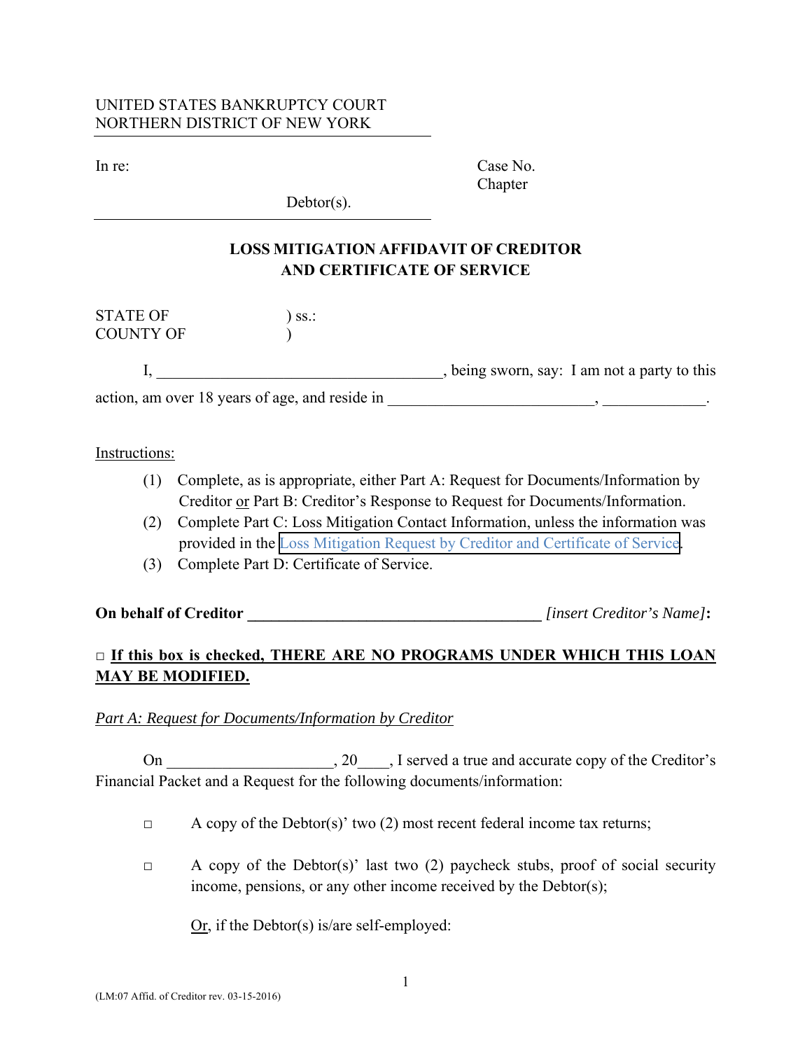UNITED STATES BANKRUPTCY COURT
NORTHERN DISTRICT OF NEW YORK

In re: Case No.
Chapter

Debtor(s).

## LOSS MITIGATION AFFIDAVIT OF CREDITOR AND CERTIFICATE OF SERVICE

STATE OF ) ss.:
COUNTY OF )

I, ___________________________________, being sworn, say: I am not a party to this action, am over 18 years of age, and reside in _________________________, _____________.

Instructions:

(1) Complete, as is appropriate, either Part A: Request for Documents/Information by Creditor or Part B: Creditor's Response to Request for Documents/Information.
(2) Complete Part C: Loss Mitigation Contact Information, unless the information was provided in the Loss Mitigation Request by Creditor and Certificate of Service.
(3) Complete Part D: Certificate of Service.

**On behalf of Creditor _____________________________________** *[insert Creditor's Name]***:**

□ **If this box is checked, THERE ARE NO PROGRAMS UNDER WHICH THIS LOAN MAY BE MODIFIED.**

*Part A: Request for Documents/Information by Creditor*

On ____________________, 20____, I served a true and accurate copy of the Creditor's Financial Packet and a Request for the following documents/information:

□ A copy of the Debtor(s)' two (2) most recent federal income tax returns;

□ A copy of the Debtor(s)' last two (2) paycheck stubs, proof of social security income, pensions, or any other income received by the Debtor(s);

Or, if the Debtor(s) is/are self-employed:

(LM:07 Affid. of Creditor rev. 03-15-2016)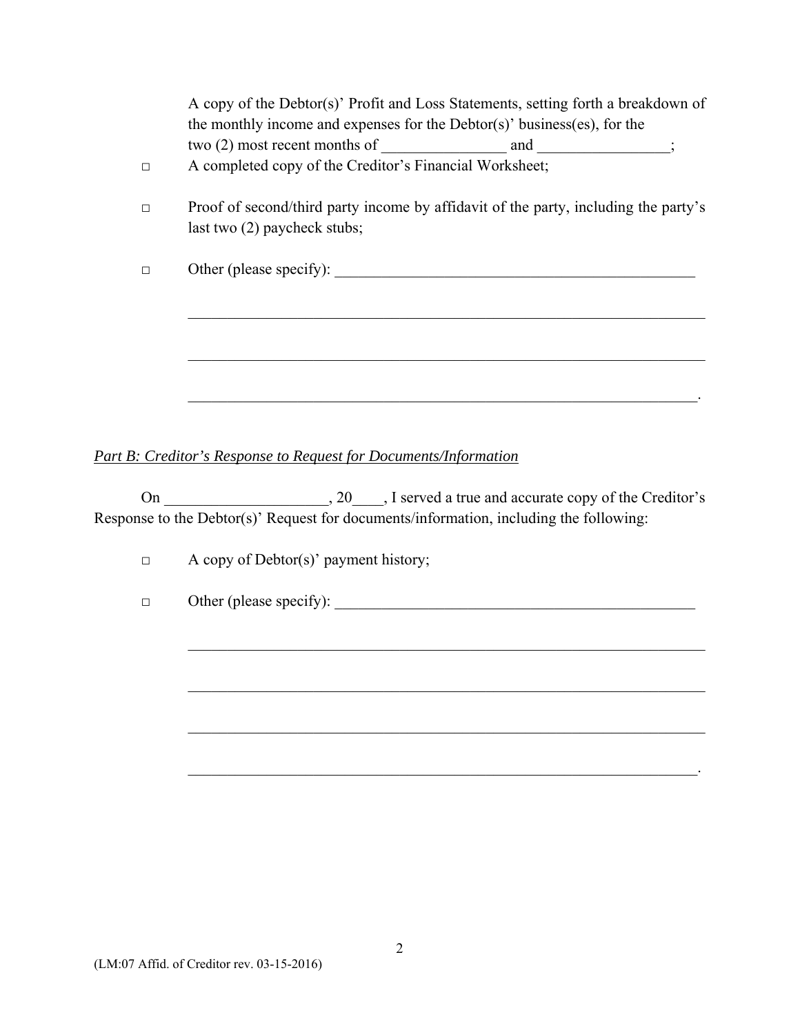A copy of the Debtor(s)' Profit and Loss Statements, setting forth a breakdown of the monthly income and expenses for the Debtor(s)' business(es), for the two (2) most recent months of ________________ and _________________;

□ A completed copy of the Creditor's Financial Worksheet;

□ Proof of second/third party income by affidavit of the party, including the party's last two (2) paycheck stubs;

□ Other (please specify): _________________________________________________

_____________________________________________________________________

_____________________________________________________________________

____________________________________________________________________.

*Part B: Creditor's Response to Request for Documents/Information*

On _____________________, 20____, I served a true and accurate copy of the Creditor's Response to the Debtor(s)' Request for documents/information, including the following:

□ A copy of Debtor(s)' payment history;

□ Other (please specify): _________________________________________________

_____________________________________________________________________

_____________________________________________________________________

_____________________________________________________________________

____________________________________________________________________.

(LM:07 Affid. of Creditor rev. 03-15-2016)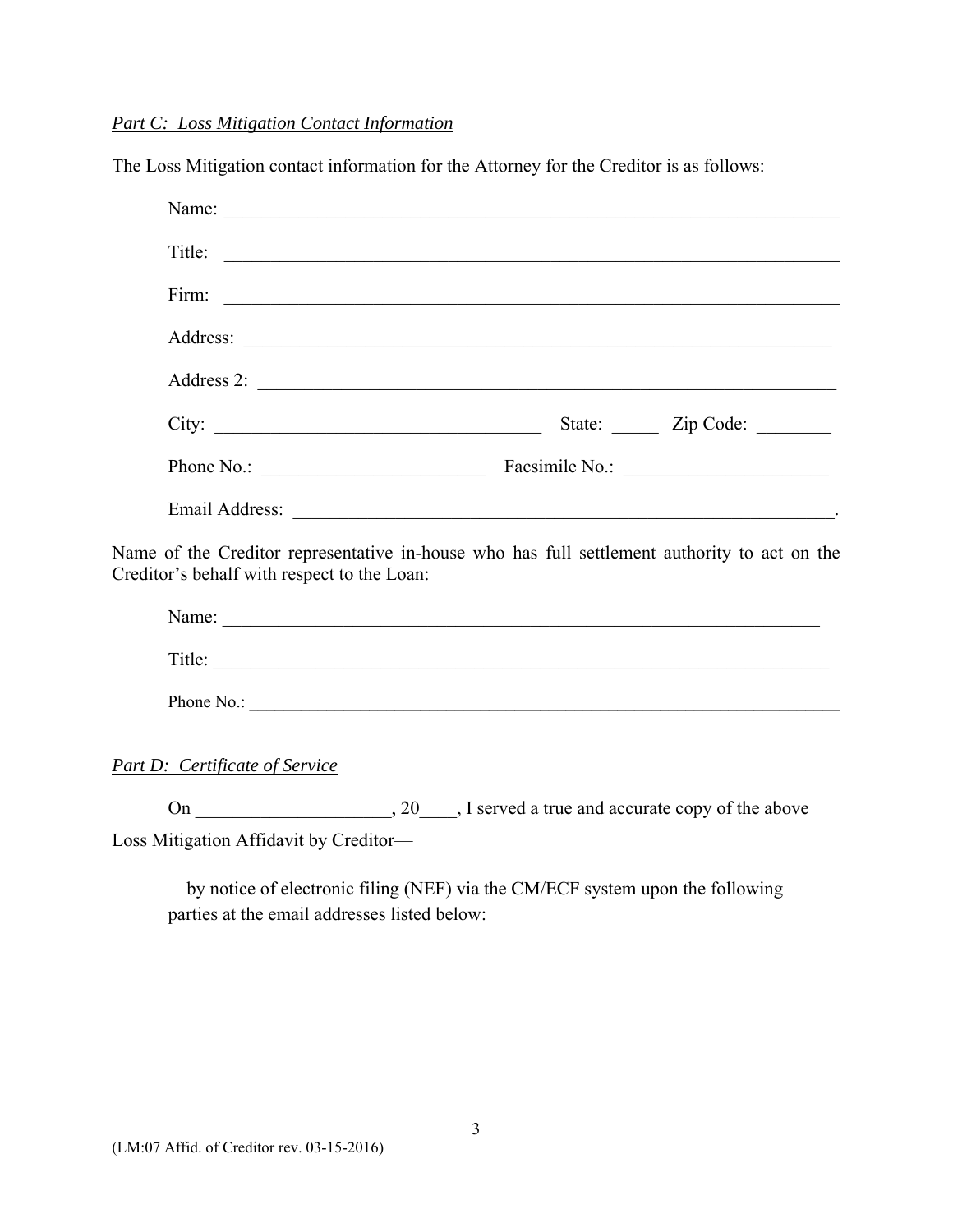*Part C: Loss Mitigation Contact Information*

The Loss Mitigation contact information for the Attorney for the Creditor is as follows:

Name: ______________________________________________________________

Title: ______________________________________________________________

Firm: ______________________________________________________________

Address: ____________________________________________________________

Address 2: __________________________________________________________

City: _________________________________ State: _____ Zip Code: ________

Phone No.: ______________________ Facsimile No.: ____________________

Email Address: _______________________________________________________.

Name of the Creditor representative in-house who has full settlement authority to act on the Creditor's behalf with respect to the Loan:

Name: ______________________________________________________________

Title: ______________________________________________________________

Phone No.: __________________________________________________________

*Part D: Certificate of Service*

On ____________________, 20____, I served a true and accurate copy of the above Loss Mitigation Affidavit by Creditor—

—by notice of electronic filing (NEF) via the CM/ECF system upon the following parties at the email addresses listed below:

(LM:07 Affid. of Creditor rev. 03-15-2016)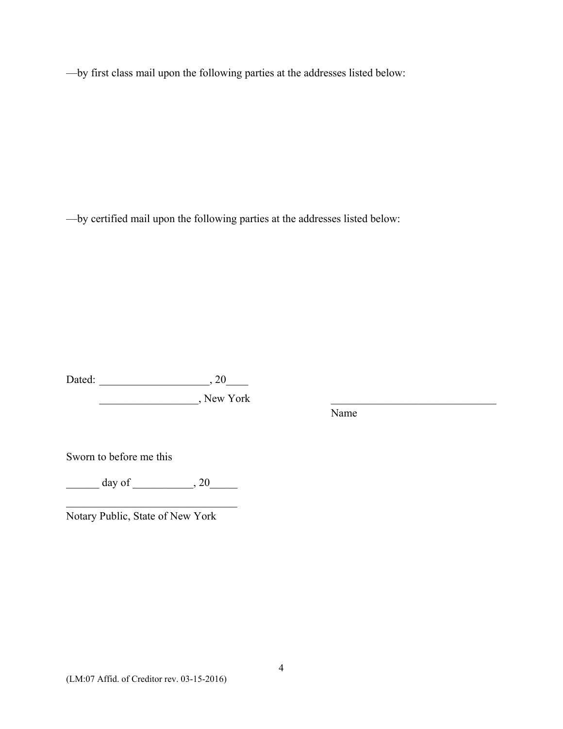—by first class mail upon the following parties at the addresses listed below:

—by certified mail upon the following parties at the addresses listed below:

Dated: ____________________, 20____

__________________, New York

_______________________________
Name

Sworn to before me this

______ day of ___________, 20_____

_______________________________
Notary Public, State of New York

(LM:07 Affid. of Creditor rev. 03-15-2016)